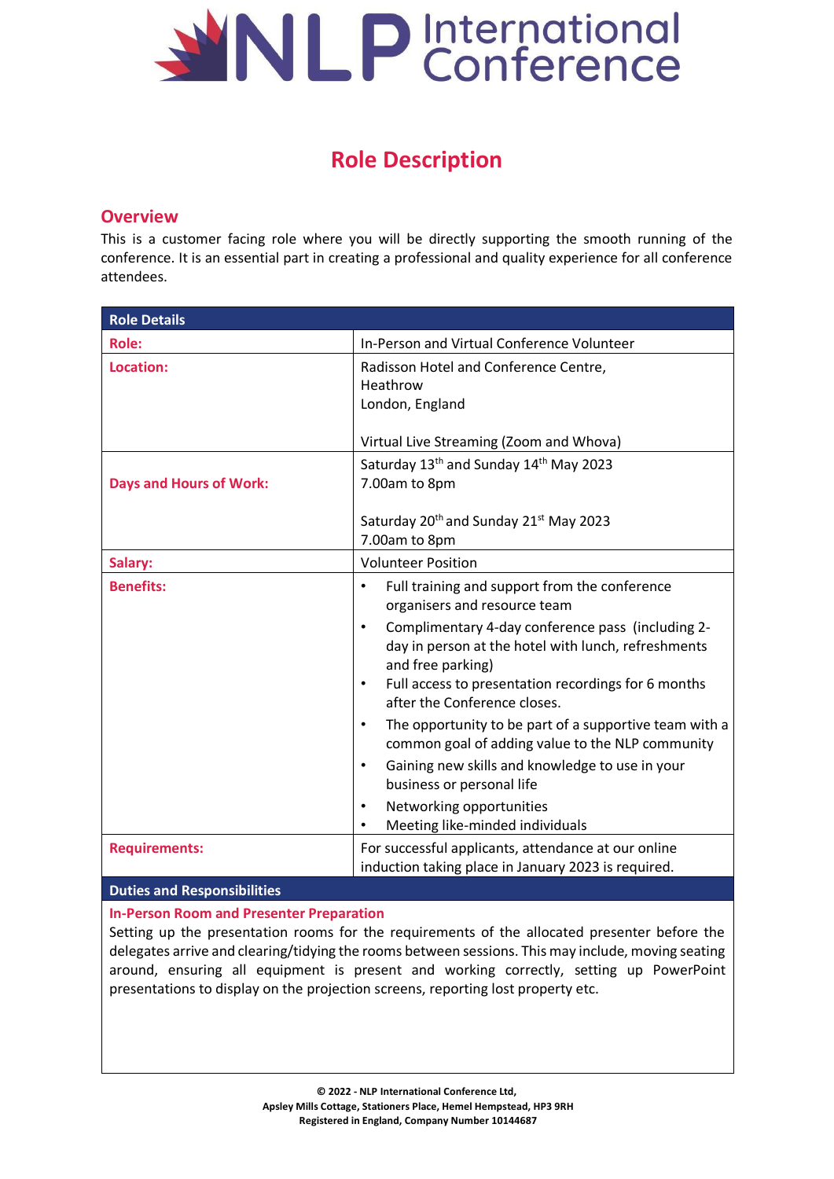# NLP International Conference

## Role Description

### Overview

This is a customer facing role where you will be directly supporting the smooth running of the conference. It is an essential part in creating a professional and quality experience for all conference attendees.

| Role Details | |
|---|---|
| **Role:** | In-Person and Virtual Conference Volunteer |
| **Location:** | Radisson Hotel and Conference Centre, Heathrow<br>London, England<br><br>Virtual Live Streaming (Zoom and Whova) |
| **Days and Hours of Work:** | Saturday 13th and Sunday 14th May 2023<br>7.00am to 8pm<br><br>Saturday 20th and Sunday 21st May 2023<br>7.00am to 8pm |
| **Salary:** | Volunteer Position |
| **Benefits:** | • Full training and support from the conference organisers and resource team<br>• Complimentary 4-day conference pass (including 2-day in person at the hotel with lunch, refreshments and free parking)<br>• Full access to presentation recordings for 6 months after the Conference closes.<br>• The opportunity to be part of a supportive team with a common goal of adding value to the NLP community<br>• Gaining new skills and knowledge to use in your business or personal life<br>• Networking opportunities<br>• Meeting like-minded individuals |
| **Requirements:** | For successful applicants, attendance at our online induction taking place in January 2023 is required. |

### Duties and Responsibilities

**In-Person Room and Presenter Preparation**

Setting up the presentation rooms for the requirements of the allocated presenter before the delegates arrive and clearing/tidying the rooms between sessions. This may include, moving seating around, ensuring all equipment is present and working correctly, setting up PowerPoint presentations to display on the projection screens, reporting lost property etc.

**© 2022 - NLP International Conference Ltd,**
**Apsley Mills Cottage, Stationers Place, Hemel Hempstead, HP3 9RH**
**Registered in England, Company Number 10144687**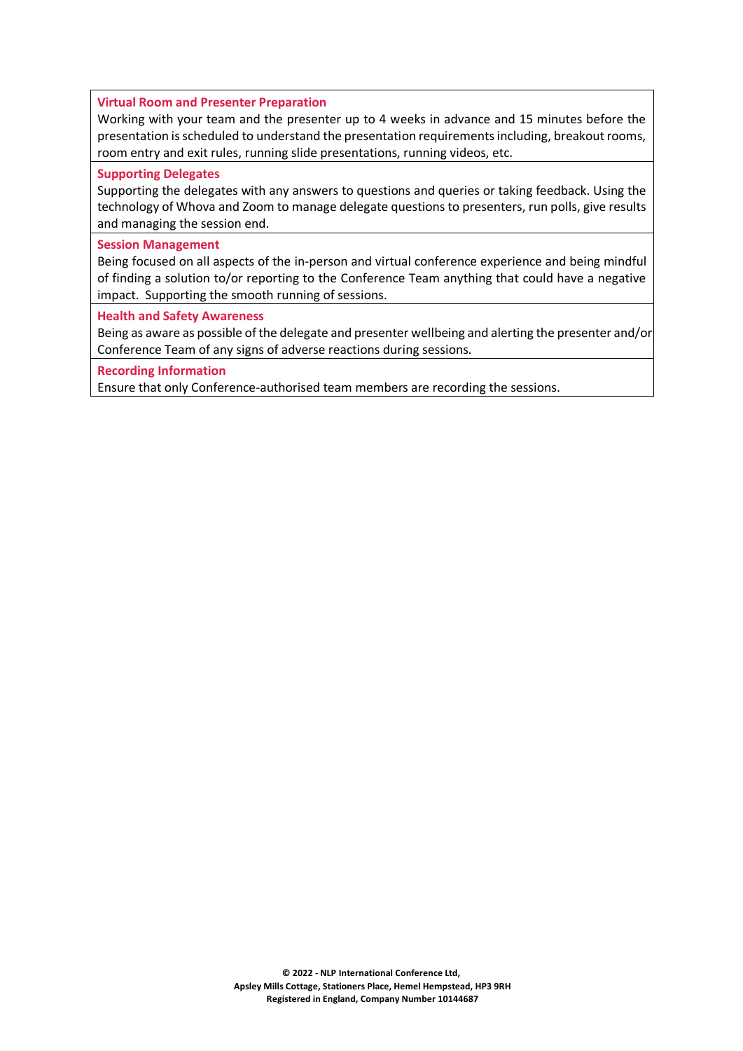### Virtual Room and Presenter Preparation

Working with your team and the presenter up to 4 weeks in advance and 15 minutes before the presentation is scheduled to understand the presentation requirements including, breakout rooms, room entry and exit rules, running slide presentations, running videos, etc.

### Supporting Delegates

Supporting the delegates with any answers to questions and queries or taking feedback. Using the technology of Whova and Zoom to manage delegate questions to presenters, run polls, give results and managing the session end.

### Session Management

Being focused on all aspects of the in-person and virtual conference experience and being mindful of finding a solution to/or reporting to the Conference Team anything that could have a negative impact. Supporting the smooth running of sessions.

### Health and Safety Awareness

Being as aware as possible of the delegate and presenter wellbeing and alerting the presenter and/or Conference Team of any signs of adverse reactions during sessions.

### Recording Information

Ensure that only Conference-authorised team members are recording the sessions.

**© 2022 - NLP International Conference Ltd,**
**Apsley Mills Cottage, Stationers Place, Hemel Hempstead, HP3 9RH**
**Registered in England, Company Number 10144687**